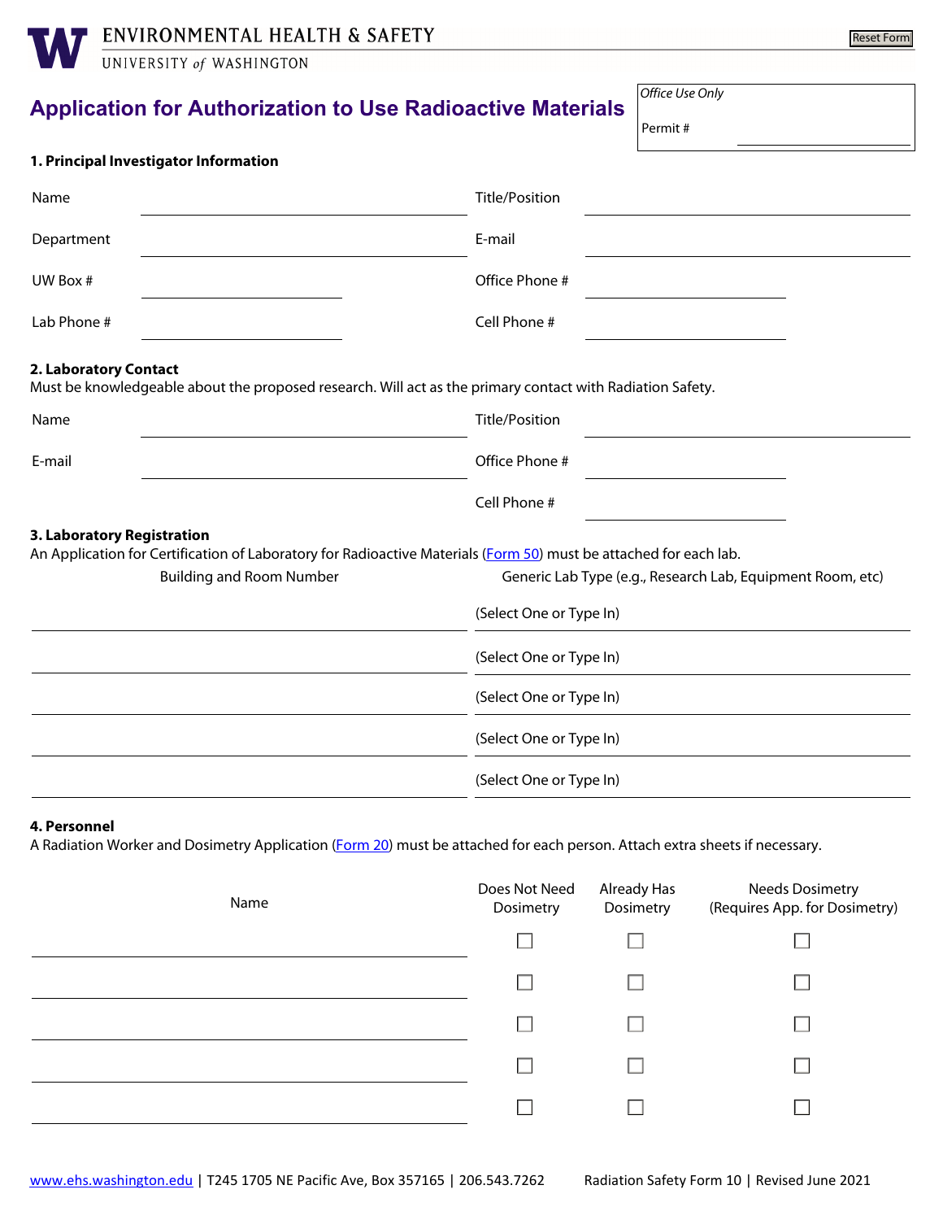ENVIRONMENTAL HEALTH & SAFETY
UNIVERSITY of WASHINGTON

Reset Form

# Application for Authorization to Use Radioactive Materials

*Office Use Only*

Permit # \_\_\_\_\_\_\_\_\_\_

## 1. Principal Investigator Information

| | | | |
|---|---|---|---|
| Name | | Title/Position | |
| Department | | E-mail | |
| UW Box # | | Office Phone # | |
| Lab Phone # | | Cell Phone # | |

## 2. Laboratory Contact

Must be knowledgeable about the proposed research. Will act as the primary contact with Radiation Safety.

| | | | |
|---|---|---|---|
| Name | | Title/Position | |
| E-mail | | Office Phone # | |
| | | Cell Phone # | |

## 3. Laboratory Registration

An Application for Certification of Laboratory for Radioactive Materials (Form 50) must be attached for each lab.

| Building and Room Number | Generic Lab Type (e.g., Research Lab, Equipment Room, etc) |
|---|---|
| | (Select One or Type In) |
| | (Select One or Type In) |
| | (Select One or Type In) |
| | (Select One or Type In) |
| | (Select One or Type In) |

## 4. Personnel

A Radiation Worker and Dosimetry Application (Form 20) must be attached for each person. Attach extra sheets if necessary.

| Name | Does Not Need Dosimetry | Already Has Dosimetry | Needs Dosimetry (Requires App. for Dosimetry) |
|---|---|---|---|
| | ☐ | ☐ | ☐ |
| | ☐ | ☐ | ☐ |
| | ☐ | ☐ | ☐ |
| | ☐ | ☐ | ☐ |
| | ☐ | ☐ | ☐ |

www.ehs.washington.edu | T245 1705 NE Pacific Ave, Box 357165 | 206.543.7262 Radiation Safety Form 10 | Revised June 2021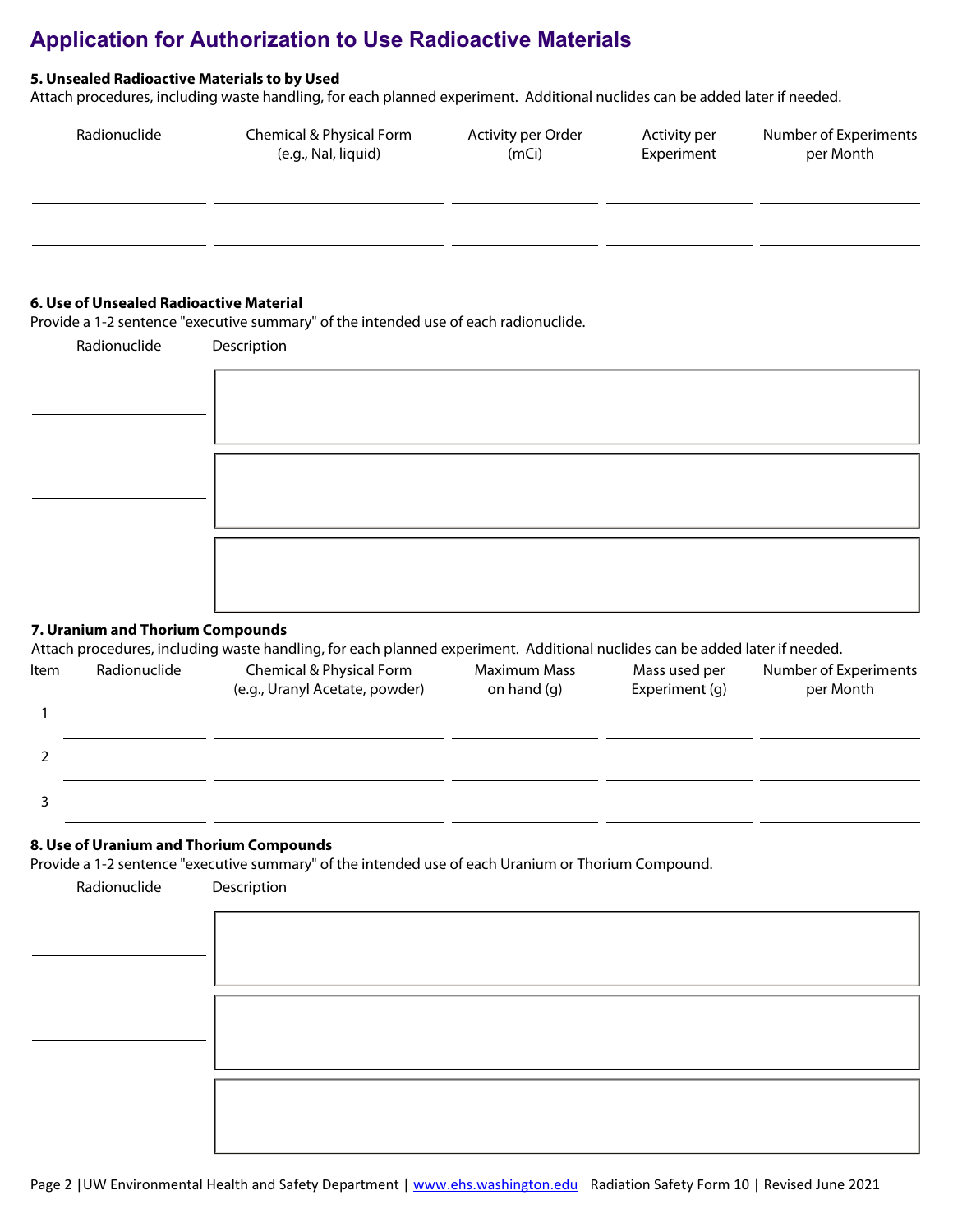# Application for Authorization to Use Radioactive Materials

**5. Unsealed Radioactive Materials to by Used**

Attach procedures, including waste handling, for each planned experiment. Additional nuclides can be added later if needed.

| Radionuclide | Chemical & Physical Form (e.g., NaI, liquid) | Activity per Order (mCi) | Activity per Experiment | Number of Experiments per Month |
|---|---|---|---|---|
| | | | | |
| | | | | |
| | | | | |

**6. Use of Unsealed Radioactive Material**

Provide a 1-2 sentence "executive summary" of the intended use of each radionuclide.

| Radionuclide | Description |
|---|---|
| | |
| | |
| | |

**7. Uranium and Thorium Compounds**

Attach procedures, including waste handling, for each planned experiment. Additional nuclides can be added later if needed.

| Item | Radionuclide | Chemical & Physical Form (e.g., Uranyl Acetate, powder) | Maximum Mass on hand (g) | Mass used per Experiment (g) | Number of Experiments per Month |
|---|---|---|---|---|---|
| 1 | | | | | |
| 2 | | | | | |
| 3 | | | | | |

**8. Use of Uranium and Thorium Compounds**

Provide a 1-2 sentence "executive summary" of the intended use of each Uranium or Thorium Compound.

| Radionuclide | Description |
|---|---|
| | |
| | |
| | |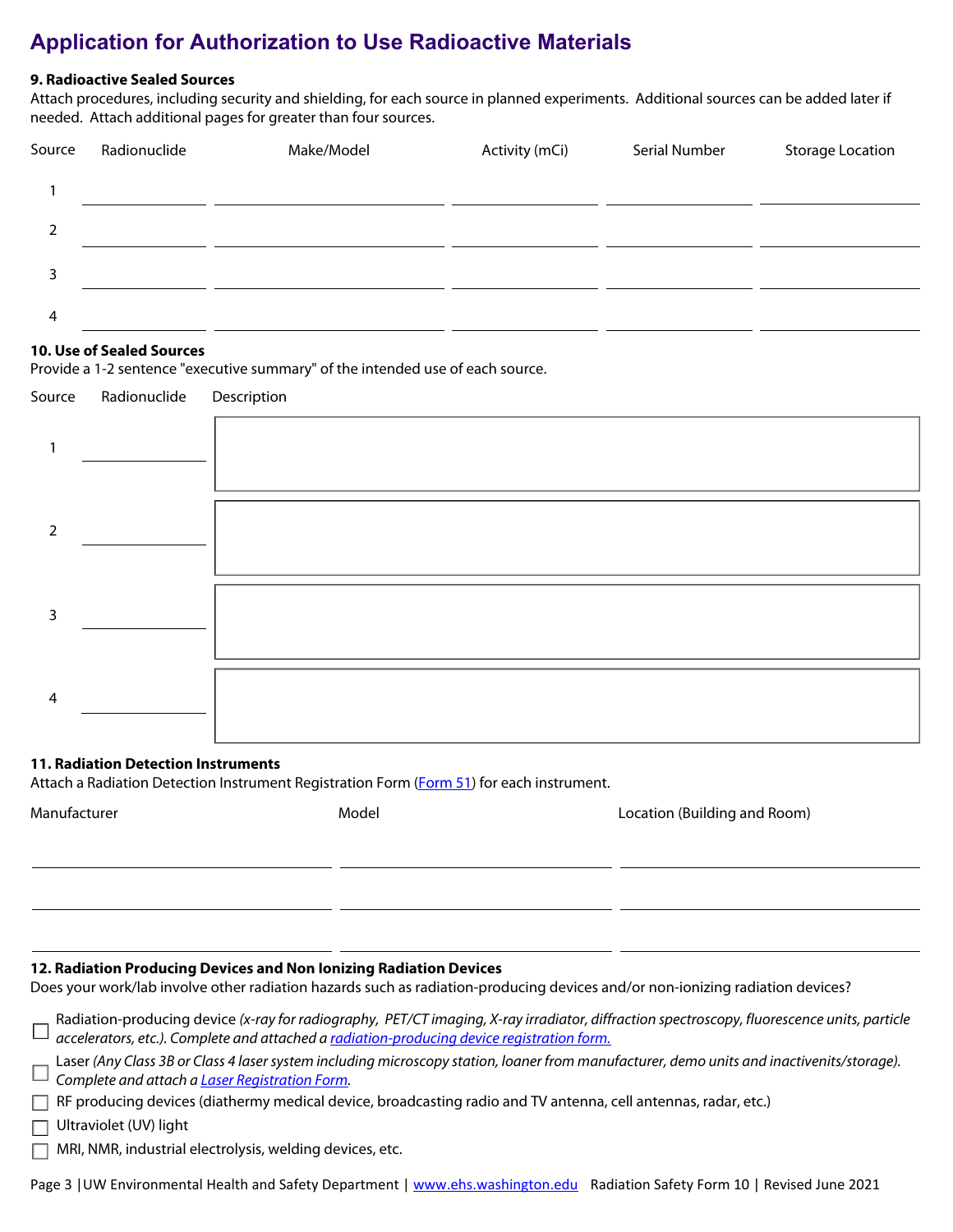# Application for Authorization to Use Radioactive Materials

### 9. Radioactive Sealed Sources

Attach procedures, including security and shielding, for each source in planned experiments. Additional sources can be added later if needed. Attach additional pages for greater than four sources.

| Source | Radionuclide | Make/Model | Activity (mCi) | Serial Number | Storage Location |
|---|---|---|---|---|---|
| 1 | | | | | |
| 2 | | | | | |
| 3 | | | | | |
| 4 | | | | | |

### 10. Use of Sealed Sources

Provide a 1-2 sentence "executive summary" of the intended use of each source.

| Source | Radionuclide | Description |
|---|---|---|
| 1 | | |
| 2 | | |
| 3 | | |
| 4 | | |

### 11. Radiation Detection Instruments

Attach a Radiation Detection Instrument Registration Form (Form 51) for each instrument.

| Manufacturer | Model | Location (Building and Room) |
|---|---|---|
| | | |
| | | |
| | | |

### 12. Radiation Producing Devices and Non Ionizing Radiation Devices

Does your work/lab involve other radiation hazards such as radiation-producing devices and/or non-ionizing radiation devices?

- ☐ Radiation-producing device *(x-ray for radiography, PET/CT imaging, X-ray irradiator, diffraction spectroscopy, fluorescence units, particle accelerators, etc.). Complete and attached a radiation-producing device registration form.*
- ☐ Laser *(Any Class 3B or Class 4 laser system including microscopy station, loaner from manufacturer, demo units and inactivenits/storage). Complete and attach a Laser Registration Form.*
- ☐ RF producing devices (diathermy medical device, broadcasting radio and TV antenna, cell antennas, radar, etc.)
- ☐ Ultraviolet (UV) light
- ☐ MRI, NMR, industrial electrolysis, welding devices, etc.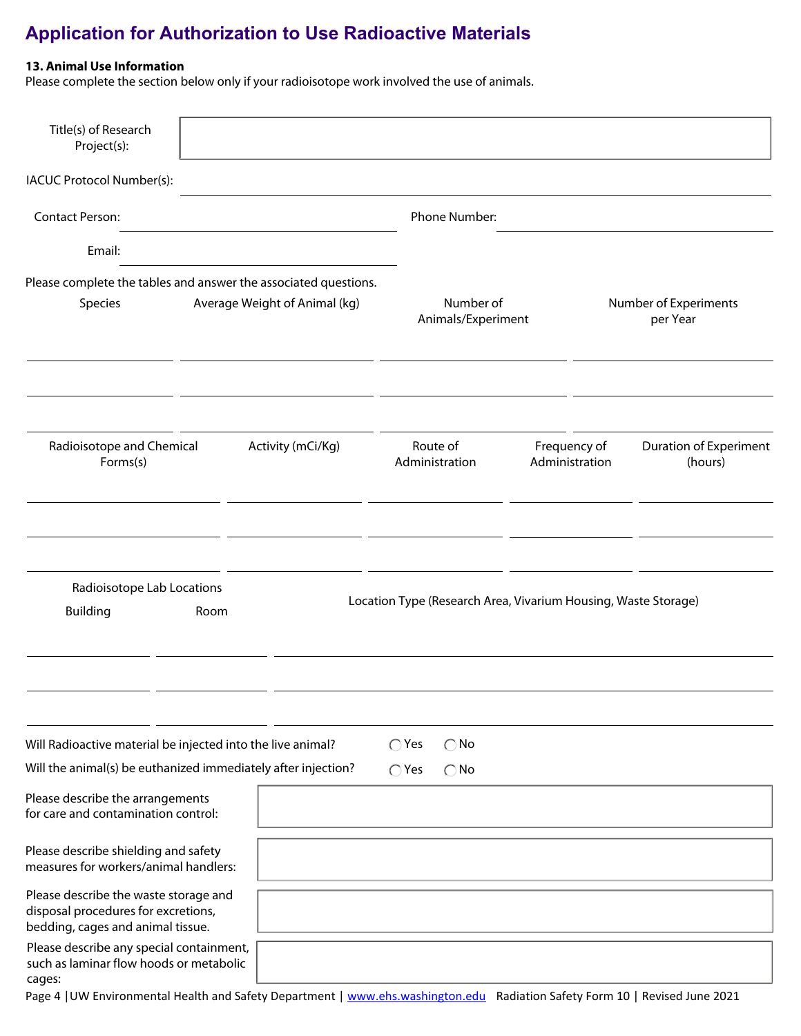# Application for Authorization to Use Radioactive Materials

**13. Animal Use Information**

Please complete the section below only if your radioisotope work involved the use of animals.

Title(s) of Research Project(s):

IACUC Protocol Number(s): ______________________________

Contact Person: ______________________________ Phone Number: ______________________________

Email: ______________________________

Please complete the tables and answer the associated questions.

| Species | Average Weight of Animal (kg) | Number of Animals/Experiment | Number of Experiments per Year |
|---|---|---|---|
| | | | |
| | | | |
| | | | |

| Radioisotope and Chemical Forms(s) | Activity (mCi/Kg) | Route of Administration | Frequency of Administration | Duration of Experiment (hours) |
|---|---|---|---|---|
| | | | | |
| | | | | |
| | | | | |

| Radioisotope Lab Locations | | |
|---|---|---|
| Building | Room | Location Type (Research Area, Vivarium Housing, Waste Storage) |
| | | |
| | | |
| | | |

Will Radioactive material be injected into the live animal? ◯ Yes ◯ No

Will the animal(s) be euthanized immediately after injection? ◯ Yes ◯ No

Please describe the arrangements for care and contamination control:

Please describe shielding and safety measures for workers/animal handlers:

Please describe the waste storage and disposal procedures for excretions, bedding, cages and animal tissue.

Please describe any special containment, such as laminar flow hoods or metabolic cages: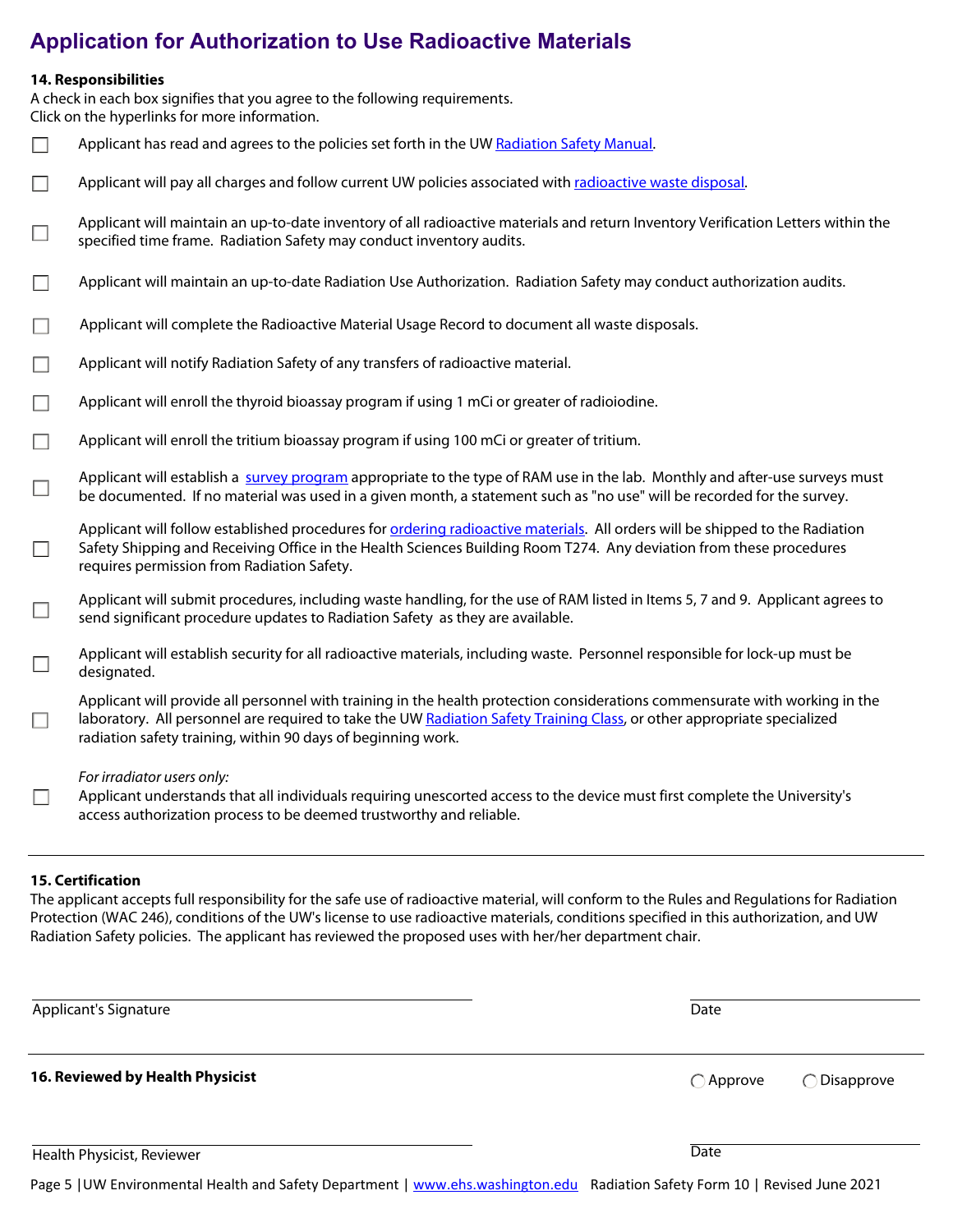# Application for Authorization to Use Radioactive Materials

**14. Responsibilities**

A check in each box signifies that you agree to the following requirements.
Click on the hyperlinks for more information.

- ☐ Applicant has read and agrees to the policies set forth in the UW Radiation Safety Manual.
- ☐ Applicant will pay all charges and follow current UW policies associated with radioactive waste disposal.
- ☐ Applicant will maintain an up-to-date inventory of all radioactive materials and return Inventory Verification Letters within the specified time frame. Radiation Safety may conduct inventory audits.
- ☐ Applicant will maintain an up-to-date Radiation Use Authorization. Radiation Safety may conduct authorization audits.
- ☐ Applicant will complete the Radioactive Material Usage Record to document all waste disposals.
- ☐ Applicant will notify Radiation Safety of any transfers of radioactive material.
- ☐ Applicant will enroll the thyroid bioassay program if using 1 mCi or greater of radioiodine.
- ☐ Applicant will enroll the tritium bioassay program if using 100 mCi or greater of tritium.
- ☐ Applicant will establish a survey program appropriate to the type of RAM use in the lab. Monthly and after-use surveys must be documented. If no material was used in a given month, a statement such as "no use" will be recorded for the survey.
- ☐ Applicant will follow established procedures for ordering radioactive materials. All orders will be shipped to the Radiation Safety Shipping and Receiving Office in the Health Sciences Building Room T274. Any deviation from these procedures requires permission from Radiation Safety.
- ☐ Applicant will submit procedures, including waste handling, for the use of RAM listed in Items 5, 7 and 9. Applicant agrees to send significant procedure updates to Radiation Safety as they are available.
- ☐ Applicant will establish security for all radioactive materials, including waste. Personnel responsible for lock-up must be designated.
- ☐ Applicant will provide all personnel with training in the health protection considerations commensurate with working in the laboratory. All personnel are required to take the UW Radiation Safety Training Class, or other appropriate specialized radiation safety training, within 90 days of beginning work.
- ☐ *For irradiator users only:*
  Applicant understands that all individuals requiring unescorted access to the device must first complete the University's access authorization process to be deemed trustworthy and reliable.

---

**15. Certification**

The applicant accepts full responsibility for the safe use of radioactive material, will conform to the Rules and Regulations for Radiation Protection (WAC 246), conditions of the UW's license to use radioactive materials, conditions specified in this authorization, and UW Radiation Safety policies. The applicant has reviewed the proposed uses with her/her department chair.

Applicant's Signature ______________________ Date ____________

---

**16. Reviewed by Health Physicist** ◯ Approve ◯ Disapprove

Health Physicist, Reviewer ______________________ Date ____________

UW Environmental Health and Safety Department | www.ehs.washington.edu Radiation Safety Form 10 | Revised June 2021